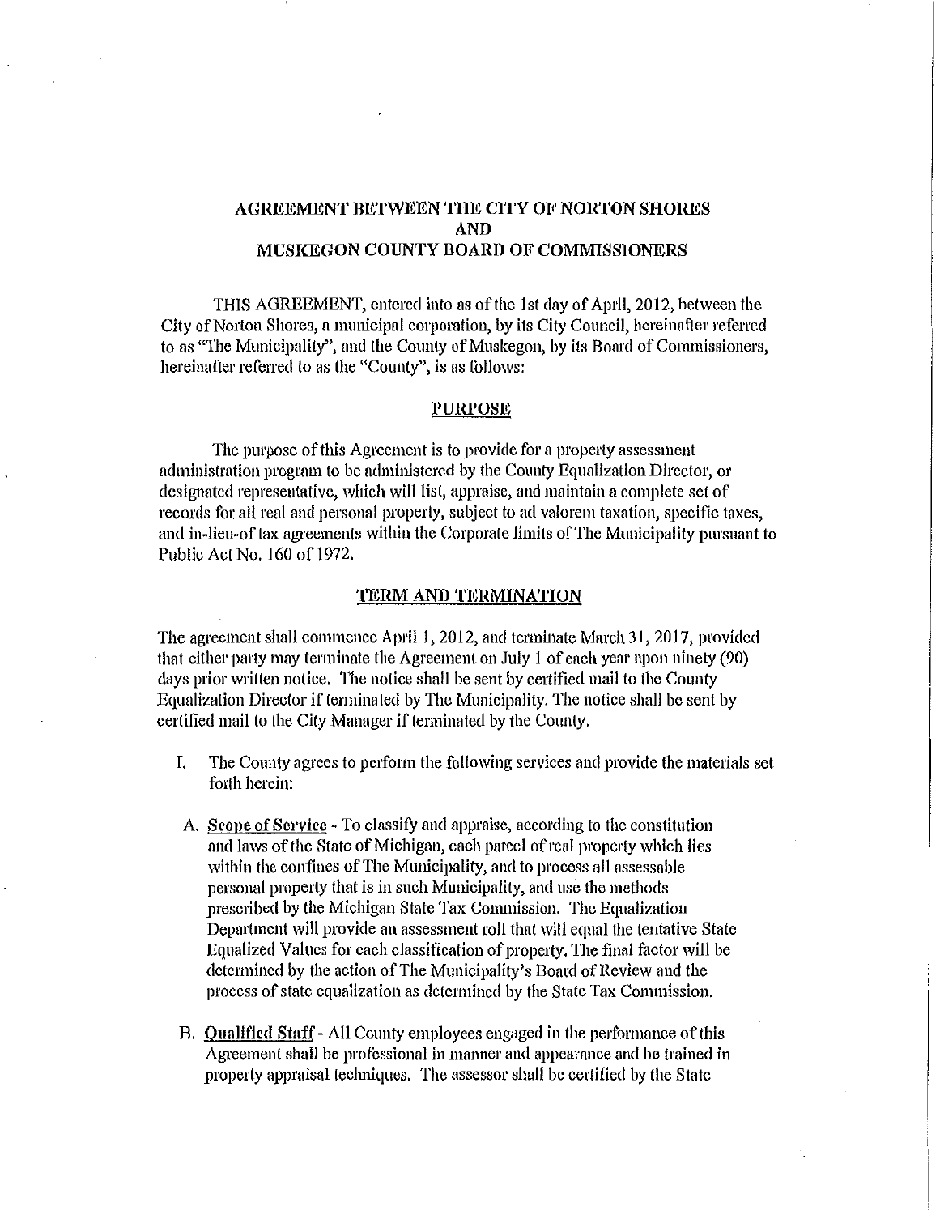# AGREEMENT BETWEEN THE CITY OF NORTON SHORES AND MUSKEGON COUNTY BOARD OF COMMISSIONERS

THIS AGREEMENT, entered into as of the 1st day of April, 2012, between the City of Norton Shores, a municipal corporation, by its City Council, hereinafter referred to as "The Municipality", and the County of Muskegon, by its Board of Commissioners, hereinafter referred to as the "County", is as follows:

## PURPOSE

The purpose of this Agreement is to provide for a property assessment administration program to be administered by the County Equalization Director, or designated representative, which will list, appraise, and maintain a complete set of records for all real and personal property, subject to ad valorem taxation, specific taxes, and in-lieu-of tax agreements within the Corporate limits of The Municipality pursuant to Public Act No. 160 of 1972.

## TERM AND TERMINATION

The agreement shall commence April 1, 2012, and terminate March 31, 2017, provided that either party may terminate the Agreement on July 1 of each year upon ninety (90) days prior written notice. The notice shall be sent by certified mail to the County Equalization Director if terminated by The Municipality. The notice shall be sent by certified mail to the City Manager if terminated by the County.

I. The County agrees to perform the following services and provide the materials set forth herein:

   A. **Scope of Service** - To classify and appraise, according to the constitution and laws of the State of Michigan, each parcel of real property which lies within the confines of The Municipality, and to process all assessable personal property that is in such Municipality, and use the methods prescribed by the Michigan State Tax Commission. The Equalization Department will provide an assessment roll that will equal the tentative State Equalized Values for each classification of property. The final factor will be determined by the action of The Municipality's Board of Review and the process of state equalization as determined by the State Tax Commission.

   B. **Qualified Staff** - All County employees engaged in the performance of this Agreement shall be professional in manner and appearance and be trained in property appraisal techniques. The assessor shall be certified by the State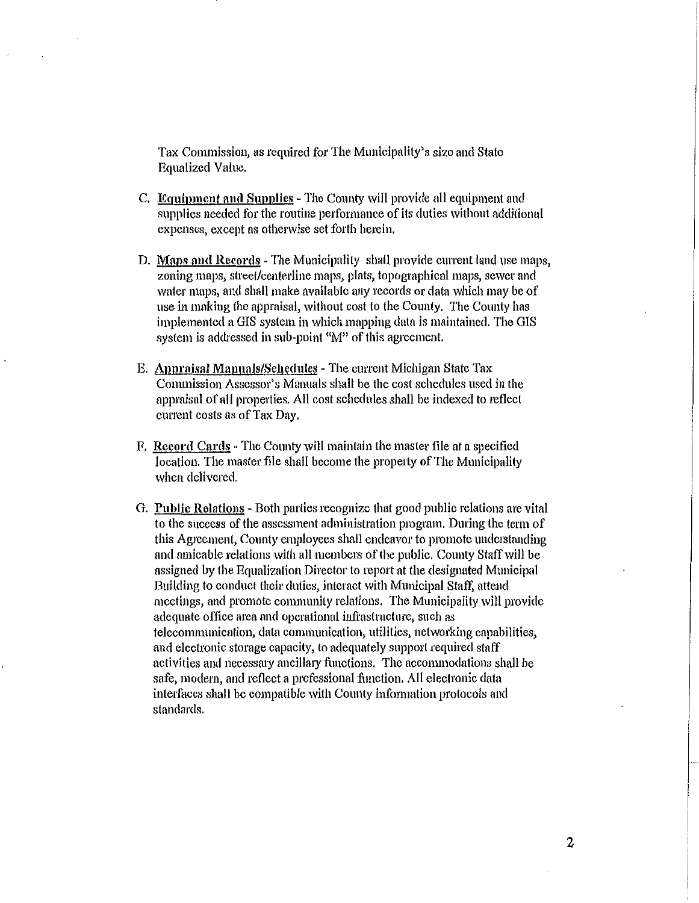Tax Commission, as required for The Municipality's size and State Equalized Value.

C. <u>Equipment and Supplies</u> - The County will provide all equipment and supplies needed for the routine performance of its duties without additional expenses, except as otherwise set forth herein.

D. <u>Maps and Records</u> - The Municipality shall provide current land use maps, zoning maps, street/centerline maps, plats, topographical maps, sewer and water maps, and shall make available any records or data which may be of use in making the appraisal, without cost to the County. The County has implemented a GIS system in which mapping data is maintained. The GIS system is addressed in sub-point "M" of this agreement.

E. <u>Appraisal Manuals/Schedules</u> - The current Michigan State Tax Commission Assessor's Manuals shall be the cost schedules used in the appraisal of all properties. All cost schedules shall be indexed to reflect current costs as of Tax Day.

F. <u>Record Cards</u> - The County will maintain the master file at a specified location. The master file shall become the property of The Municipality when delivered.

G. <u>Public Relations</u> - Both parties recognize that good public relations are vital to the success of the assessment administration program. During the term of this Agreement, County employees shall endeavor to promote understanding and amicable relations with all members of the public. County Staff will be assigned by the Equalization Director to report at the designated Municipal Building to conduct their duties, interact with Municipal Staff, attend meetings, and promote community relations. The Municipality will provide adequate office area and operational infrastructure, such as telecommunication, data communication, utilities, networking capabilities, and electronic storage capacity, to adequately support required staff activities and necessary ancillary functions. The accommodations shall be safe, modern, and reflect a professional function. All electronic data interfaces shall be compatible with County information protocols and standards.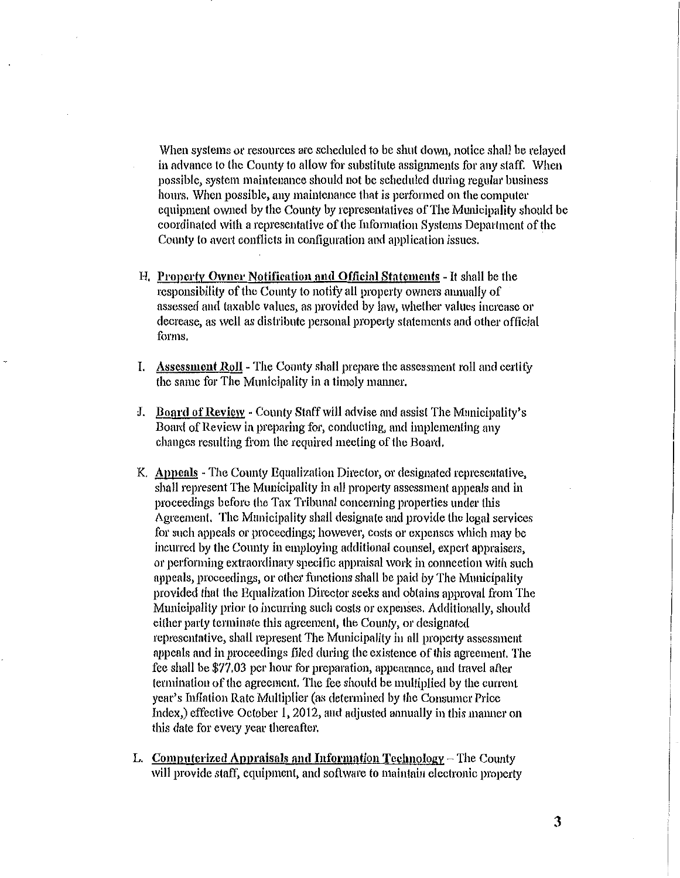When systems or resources are scheduled to be shut down, notice shall be relayed in advance to the County to allow for substitute assignments for any staff. When possible, system maintenance should not be scheduled during regular business hours. When possible, any maintenance that is performed on the computer equipment owned by the County by representatives of The Municipality should be coordinated with a representative of the Information Systems Department of the County to avert conflicts in configuration and application issues.

H. **Property Owner Notification and Official Statements** - It shall be the responsibility of the County to notify all property owners annually of assessed and taxable values, as provided by law, whether values increase or decrease, as well as distribute personal property statements and other official forms.

I. **Assessment Roll** - The County shall prepare the assessment roll and certify the same for The Municipality in a timely manner.

J. **Board of Review** - County Staff will advise and assist The Municipality's Board of Review in preparing for, conducting, and implementing any changes resulting from the required meeting of the Board.

K. **Appeals** - The County Equalization Director, or designated representative, shall represent The Municipality in all property assessment appeals and in proceedings before the Tax Tribunal concerning properties under this Agreement. The Municipality shall designate and provide the legal services for such appeals or proceedings; however, costs or expenses which may be incurred by the County in employing additional counsel, expert appraisers, or performing extraordinary specific appraisal work in connection with such appeals, proceedings, or other functions shall be paid by The Municipality provided that the Equalization Director seeks and obtains approval from The Municipality prior to incurring such costs or expenses. Additionally, should either party terminate this agreement, the County, or designated representative, shall represent The Municipality in all property assessment appeals and in proceedings filed during the existence of this agreement. The fee shall be $77.03 per hour for preparation, appearance, and travel after termination of the agreement. The fee should be multiplied by the current year's Inflation Rate Multiplier (as determined by the Consumer Price Index,) effective October 1, 2012, and adjusted annually in this manner on this date for every year thereafter.

L. **Computerized Appraisals and Information Technology** – The County will provide staff, equipment, and software to maintain electronic property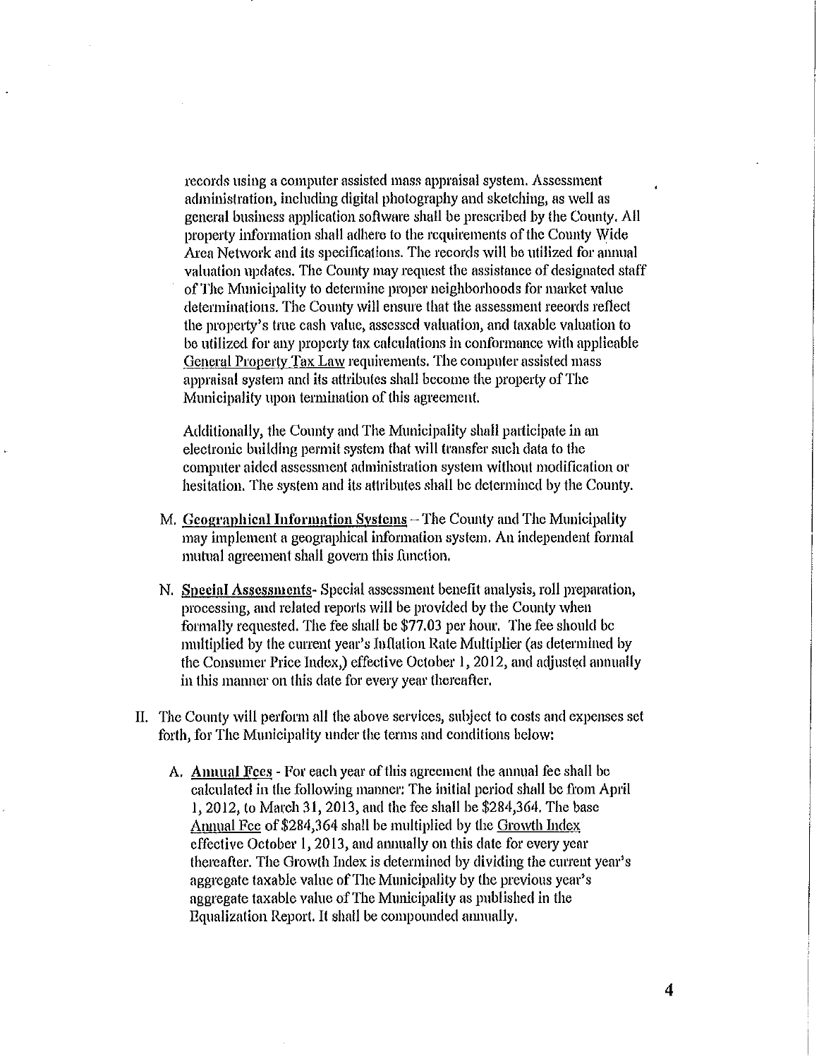records using a computer assisted mass appraisal system. Assessment administration, including digital photography and sketching, as well as general business application software shall be prescribed by the County. All property information shall adhere to the requirements of the County Wide Area Network and its specifications. The records will be utilized for annual valuation updates. The County may request the assistance of designated staff of The Municipality to determine proper neighborhoods for market value determinations. The County will ensure that the assessment records reflect the property's true cash value, assessed valuation, and taxable valuation to be utilized for any property tax calculations in conformance with applicable General Property Tax Law requirements. The computer assisted mass appraisal system and its attributes shall become the property of The Municipality upon termination of this agreement.

Additionally, the County and The Municipality shall participate in an electronic building permit system that will transfer such data to the computer aided assessment administration system without modification or hesitation. The system and its attributes shall be determined by the County.

M. **Geographical Information Systems** – The County and The Municipality may implement a geographical information system. An independent formal mutual agreement shall govern this function.

N. **Special Assessments**- Special assessment benefit analysis, roll preparation, processing, and related reports will be provided by the County when formally requested. The fee shall be $77.03 per hour. The fee should be multiplied by the current year's Inflation Rate Multiplier (as determined by the Consumer Price Index,) effective October 1, 2012, and adjusted annually in this manner on this date for every year thereafter.

II. The County will perform all the above services, subject to costs and expenses set forth, for The Municipality under the terms and conditions below:

A. **Annual Fees** - For each year of this agreement the annual fee shall be calculated in the following manner: The initial period shall be from April 1, 2012, to March 31, 2013, and the fee shall be $284,364. The base Annual Fee of $284,364 shall be multiplied by the Growth Index effective October 1, 2013, and annually on this date for every year thereafter. The Growth Index is determined by dividing the current year's aggregate taxable value of The Municipality by the previous year's aggregate taxable value of The Municipality as published in the Equalization Report. It shall be compounded annually.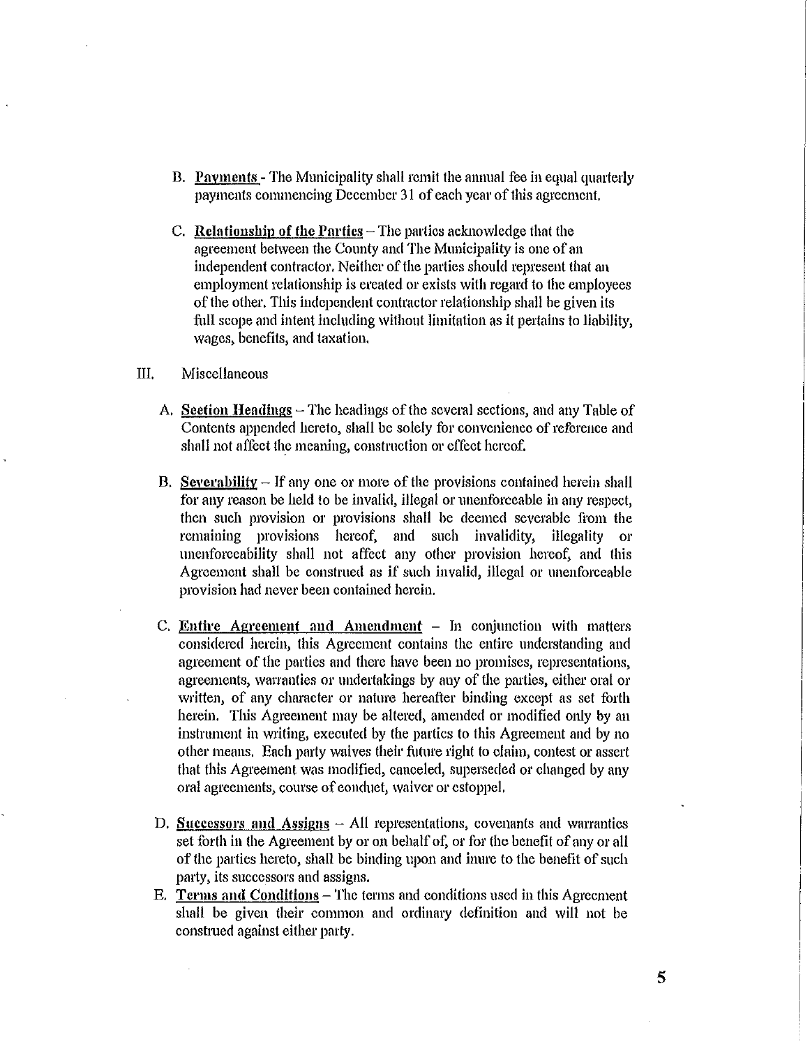B. **Payments** - The Municipality shall remit the annual fee in equal quarterly payments commencing December 31 of each year of this agreement.

C. **Relationship of the Parties** – The parties acknowledge that the agreement between the County and The Municipality is one of an independent contractor. Neither of the parties should represent that an employment relationship is created or exists with regard to the employees of the other. This independent contractor relationship shall be given its full scope and intent including without limitation as it pertains to liability, wages, benefits, and taxation.

III. Miscellaneous

A. **Section Headings** – The headings of the several sections, and any Table of Contents appended hereto, shall be solely for convenience of reference and shall not affect the meaning, construction or effect hereof.

B. **Severability** – If any one or more of the provisions contained herein shall for any reason be held to be invalid, illegal or unenforceable in any respect, then such provision or provisions shall be deemed severable from the remaining provisions hereof, and such invalidity, illegality or unenforceability shall not affect any other provision hereof, and this Agreement shall be construed as if such invalid, illegal or unenforceable provision had never been contained herein.

C. **Entire Agreement and Amendment** – In conjunction with matters considered herein, this Agreement contains the entire understanding and agreement of the parties and there have been no promises, representations, agreements, warranties or undertakings by any of the parties, either oral or written, of any character or nature hereafter binding except as set forth herein. This Agreement may be altered, amended or modified only by an instrument in writing, executed by the parties to this Agreement and by no other means. Each party waives their future right to claim, contest or assert that this Agreement was modified, canceled, superseded or changed by any oral agreements, course of conduct, waiver or estoppel.

D. **Successors and Assigns** – All representations, covenants and warranties set forth in the Agreement by or on behalf of, or for the benefit of any or all of the parties hereto, shall be binding upon and inure to the benefit of such party, its successors and assigns.

E. **Terms and Conditions** – The terms and conditions used in this Agreement shall be given their common and ordinary definition and will not be construed against either party.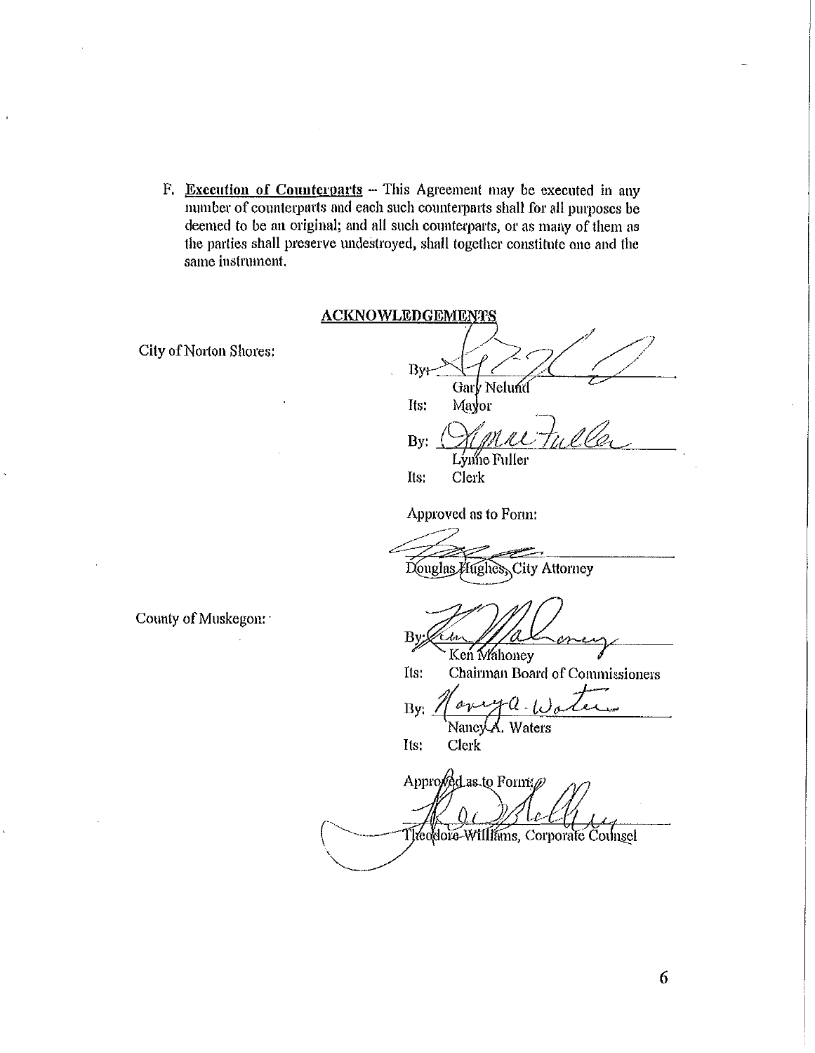F. **Execution of Counterparts** -- This Agreement may be executed in any number of counterparts and each such counterparts shall for all purposes be deemed to be an original; and all such counterparts, or as many of them as the parties shall preserve undestroyed, shall together constitute one and the same instrument.

**ACKNOWLEDGEMENTS**

City of Norton Shores:

By: ______________________
Gary Nelund
Its: Mayor

By: ______________________
Lynne Fuller
Its: Clerk

Approved as to Form:

______________________
Douglas Hughes, City Attorney

County of Muskegon:

By: ______________________
Ken Mahoney
Its: Chairman Board of Commissioners

By: ______________________
Nancy A. Waters
Its: Clerk

Approved as to Form:

______________________
Theodore Williams, Corporate Counsel